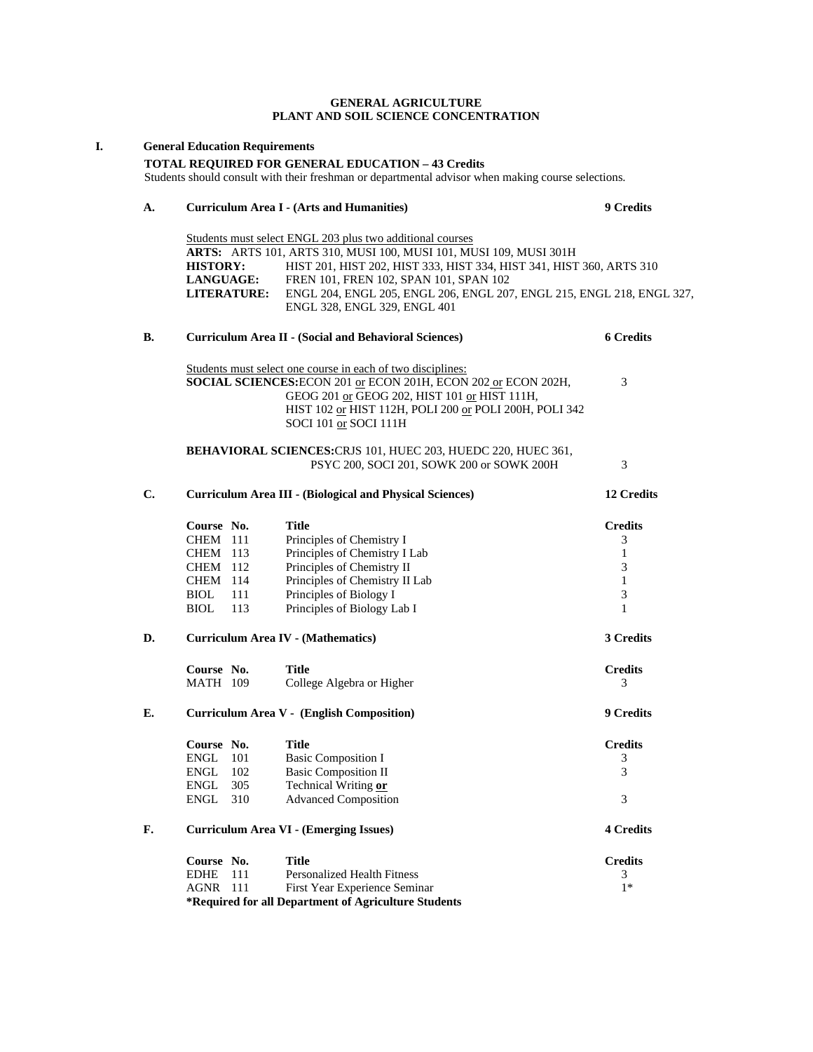# GENERAL AGRICULTURE
## PLANT AND SOIL SCIENCE CONCENTRATION

## I. General Education Requirements

**TOTAL REQUIRED FOR GENERAL EDUCATION – 43 Credits**

Students should consult with their freshman or departmental advisor when making course selections.

### A. Curriculum Area I - (Arts and Humanities) — 9 Credits

Students must select ENGL 203 plus two additional courses

**ARTS:** ARTS 101, ARTS 310, MUSI 100, MUSI 101, MUSI 109, MUSI 301H

**HISTORY:** HIST 201, HIST 202, HIST 333, HIST 334, HIST 341, HIST 360, ARTS 310

**LANGUAGE:** FREN 101, FREN 102, SPAN 101, SPAN 102

**LITERATURE:** ENGL 204, ENGL 205, ENGL 206, ENGL 207, ENGL 215, ENGL 218, ENGL 327, ENGL 328, ENGL 329, ENGL 401

### B. Curriculum Area II - (Social and Behavioral Sciences) — 6 Credits

Students must select one course in each of two disciplines:

**SOCIAL SCIENCES:** ECON 201 or ECON 201H, ECON 202 or ECON 202H, GEOG 201 or GEOG 202, HIST 101 or HIST 111H, HIST 102 or HIST 112H, POLI 200 or POLI 200H, POLI 342 SOCI 101 or SOCI 111H — 3

**BEHAVIORAL SCIENCES:** CRJS 101, HUEC 203, HUEDC 220, HUEC 361, PSYC 200, SOCI 201, SOWK 200 or SOWK 200H — 3

### C. Curriculum Area III - (Biological and Physical Sciences) — 12 Credits

| Course No. | Title | Credits |
|---|---|---|
| CHEM 111 | Principles of Chemistry I | 3 |
| CHEM 113 | Principles of Chemistry I Lab | 1 |
| CHEM 112 | Principles of Chemistry II | 3 |
| CHEM 114 | Principles of Chemistry II Lab | 1 |
| BIOL 111 | Principles of Biology I | 3 |
| BIOL 113 | Principles of Biology Lab I | 1 |

### D. Curriculum Area IV - (Mathematics) — 3 Credits

| Course No. | Title | Credits |
|---|---|---|
| MATH 109 | College Algebra or Higher | 3 |

### E. Curriculum Area V - (English Composition) — 9 Credits

| Course No. | Title | Credits |
|---|---|---|
| ENGL 101 | Basic Composition I | 3 |
| ENGL 102 | Basic Composition II | 3 |
| ENGL 305 | Technical Writing **or** | |
| ENGL 310 | Advanced Composition | 3 |

### F. Curriculum Area VI - (Emerging Issues) — 4 Credits

| Course No. | Title | Credits |
|---|---|---|
| EDHE 111 | Personalized Health Fitness | 3 |
| AGNR 111 | First Year Experience Seminar | 1* |

**\*Required for all Department of Agriculture Students**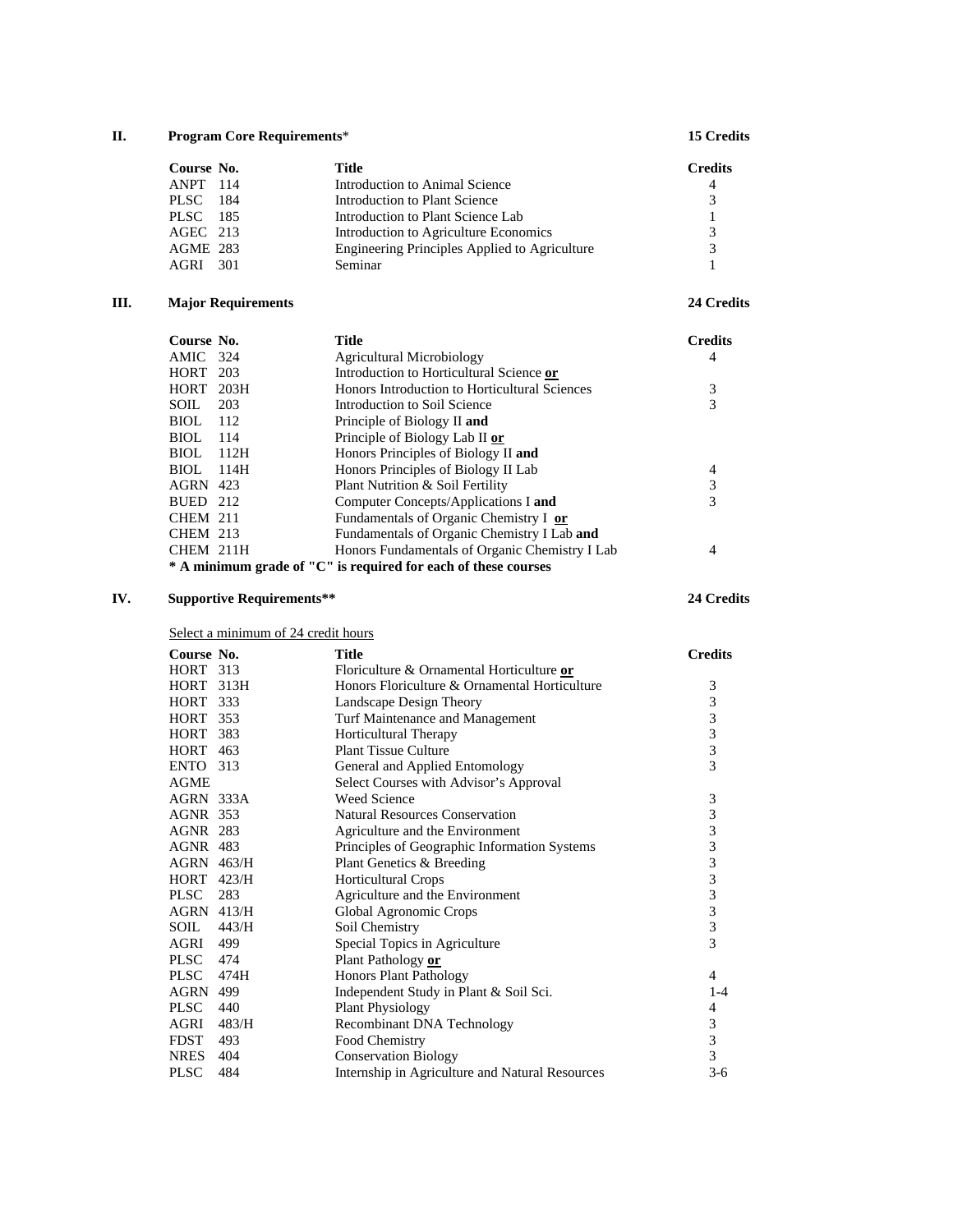## II. Program Core Requirements* — 15 Credits

| Course No. | Title | Credits |
| --- | --- | --- |
| ANPT 114 | Introduction to Animal Science | 4 |
| PLSC 184 | Introduction to Plant Science | 3 |
| PLSC 185 | Introduction to Plant Science Lab | 1 |
| AGEC 213 | Introduction to Agriculture Economics | 3 |
| AGME 283 | Engineering Principles Applied to Agriculture | 3 |
| AGRI 301 | Seminar | 1 |

## III. Major Requirements — 24 Credits

| Course No. | Title | Credits |
| --- | --- | --- |
| AMIC 324 | Agricultural Microbiology | 4 |
| HORT 203 | Introduction to Horticultural Science **or** | |
| HORT 203H | Honors Introduction to Horticultural Sciences | 3 |
| SOIL 203 | Introduction to Soil Science | 3 |
| BIOL 112 | Principle of Biology II **and** | |
| BIOL 114 | Principle of Biology Lab II **or** | |
| BIOL 112H | Honors Principles of Biology II **and** | |
| BIOL 114H | Honors Principles of Biology II Lab | 4 |
| AGRN 423 | Plant Nutrition & Soil Fertility | 3 |
| BUED 212 | Computer Concepts/Applications I **and** | 3 |
| CHEM 211 | Fundamentals of Organic Chemistry I **or** | |
| CHEM 213 | Fundamentals of Organic Chemistry I Lab **and** | |
| CHEM 211H | Honors Fundamentals of Organic Chemistry I Lab | 4 |

**\* A minimum grade of "C" is required for each of these courses**

## IV. Supportive Requirements** — 24 Credits

Select a minimum of 24 credit hours

| Course No. | Title | Credits |
| --- | --- | --- |
| HORT 313 | Floriculture & Ornamental Horticulture **or** | |
| HORT 313H | Honors Floriculture & Ornamental Horticulture | 3 |
| HORT 333 | Landscape Design Theory | 3 |
| HORT 353 | Turf Maintenance and Management | 3 |
| HORT 383 | Horticultural Therapy | 3 |
| HORT 463 | Plant Tissue Culture | 3 |
| ENTO 313 | General and Applied Entomology | 3 |
| AGME | Select Courses with Advisor's Approval | |
| AGRN 333A | Weed Science | 3 |
| AGNR 353 | Natural Resources Conservation | 3 |
| AGNR 283 | Agriculture and the Environment | 3 |
| AGNR 483 | Principles of Geographic Information Systems | 3 |
| AGRN 463/H | Plant Genetics & Breeding | 3 |
| HORT 423/H | Horticultural Crops | 3 |
| PLSC 283 | Agriculture and the Environment | 3 |
| AGRN 413/H | Global Agronomic Crops | 3 |
| SOIL 443/H | Soil Chemistry | 3 |
| AGRI 499 | Special Topics in Agriculture | 3 |
| PLSC 474 | Plant Pathology **or** | |
| PLSC 474H | Honors Plant Pathology | 4 |
| AGRN 499 | Independent Study in Plant & Soil Sci. | 1-4 |
| PLSC 440 | Plant Physiology | 4 |
| AGRI 483/H | Recombinant DNA Technology | 3 |
| FDST 493 | Food Chemistry | 3 |
| NRES 404 | Conservation Biology | 3 |
| PLSC 484 | Internship in Agriculture and Natural Resources | 3-6 |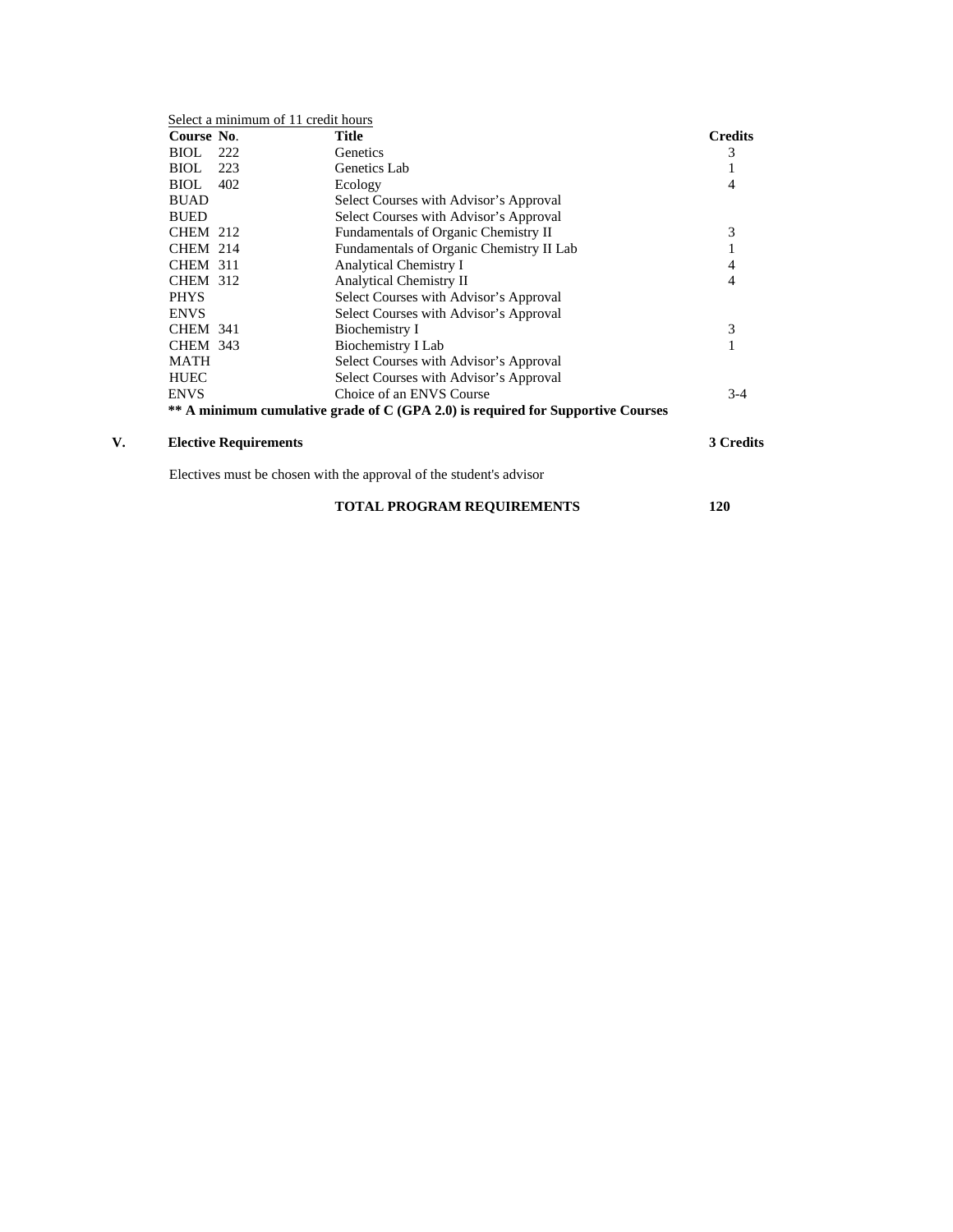Select a minimum of 11 credit hours

| Course No. | Title | Credits |
|---|---|---|
| BIOL 222 | Genetics | 3 |
| BIOL 223 | Genetics Lab | 1 |
| BIOL 402 | Ecology | 4 |
| BUAD | Select Courses with Advisor's Approval | |
| BUED | Select Courses with Advisor's Approval | |
| CHEM 212 | Fundamentals of Organic Chemistry II | 3 |
| CHEM 214 | Fundamentals of Organic Chemistry II Lab | 1 |
| CHEM 311 | Analytical Chemistry I | 4 |
| CHEM 312 | Analytical Chemistry II | 4 |
| PHYS | Select Courses with Advisor's Approval | |
| ENVS | Select Courses with Advisor's Approval | |
| CHEM 341 | Biochemistry I | 3 |
| CHEM 343 | Biochemistry I Lab | 1 |
| MATH | Select Courses with Advisor's Approval | |
| HUEC | Select Courses with Advisor's Approval | |
| ENVS | Choice of an ENVS Course | 3-4 |

**** A minimum cumulative grade of C (GPA 2.0) is required for Supportive Courses**

## V. Elective Requirements — 3 Credits

Electives must be chosen with the approval of the student's advisor

**TOTAL PROGRAM REQUIREMENTS — 120**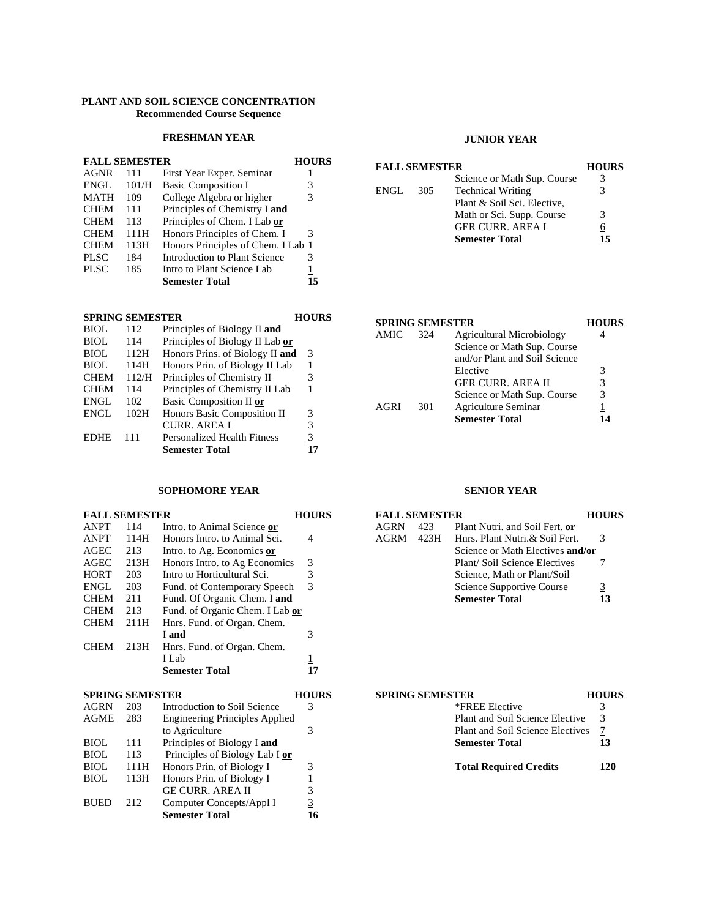**PLANT AND SOIL SCIENCE CONCENTRATION**
**Recommended Course Sequence**

## FRESHMAN YEAR

| FALL SEMESTER | | | HOURS |
|---|---|---|---|
| AGNR | 111 | First Year Exper. Seminar | 1 |
| ENGL | 101/H | Basic Composition I | 3 |
| MATH | 109 | College Algebra or higher | 3 |
| CHEM | 111 | Principles of Chemistry I **and** | |
| CHEM | 113 | Principles of Chem. I Lab **or** | |
| CHEM | 111H | Honors Principles of Chem. I | 3 |
| CHEM | 113H | Honors Principles of Chem. I Lab | 1 |
| PLSC | 184 | Introduction to Plant Science | 3 |
| PLSC | 185 | Intro to Plant Science Lab | 1 |
| | | **Semester Total** | **15** |

| SPRING SEMESTER | | | HOURS |
|---|---|---|---|
| BIOL | 112 | Principles of Biology II **and** | |
| BIOL | 114 | Principles of Biology II Lab **or** | |
| BIOL | 112H | Honors Prins. of Biology II **and** | 3 |
| BIOL | 114H | Honors Prin. of Biology II Lab | 1 |
| CHEM | 112/H | Principles of Chemistry II | 3 |
| CHEM | 114 | Principles of Chemistry II Lab | 1 |
| ENGL | 102 | Basic Composition II **or** | |
| ENGL | 102H | Honors Basic Composition II | 3 |
| | | CURR. AREA I | 3 |
| EDHE | 111 | Personalized Health Fitness | 3 |
| | | **Semester Total** | **17** |

## SOPHOMORE YEAR

| FALL SEMESTER | | | HOURS |
|---|---|---|---|
| ANPT | 114 | Intro. to Animal Science **or** | |
| ANPT | 114H | Honors Intro. to Animal Sci. | 4 |
| AGEC | 213 | Intro. to Ag. Economics **or** | |
| AGEC | 213H | Honors Intro. to Ag Economics | 3 |
| HORT | 203 | Intro to Horticultural Sci. | 3 |
| ENGL | 203 | Fund. of Contemporary Speech | 3 |
| CHEM | 211 | Fund. Of Organic Chem. I **and** | |
| CHEM | 213 | Fund. of Organic Chem. I Lab **or** | |
| CHEM | 211H | Hnrs. Fund. of Organ. Chem. I **and** | 3 |
| CHEM | 213H | Hnrs. Fund. of Organ. Chem. I Lab | 1 |
| | | **Semester Total** | **17** |

| SPRING SEMESTER | | | HOURS |
|---|---|---|---|
| AGRN | 203 | Introduction to Soil Science | 3 |
| AGME | 283 | Engineering Principles Applied to Agriculture | 3 |
| BIOL | 111 | Principles of Biology I **and** | |
| BIOL | 113 | Principles of Biology Lab I **or** | |
| BIOL | 111H | Honors Prin. of Biology I | 3 |
| BIOL | 113H | Honors Prin. of Biology I | 1 |
| | | GE CURR. AREA II | 3 |
| BUED | 212 | Computer Concepts/Appl I | 3 |
| | | **Semester Total** | **16** |

## JUNIOR YEAR

| FALL SEMESTER | | | HOURS |
|---|---|---|---|
| | | Science or Math Sup. Course | 3 |
| ENGL | 305 | Technical Writing | 3 |
| | | Plant & Soil Sci. Elective, Math or Sci. Supp. Course | 3 |
| | | GER CURR. AREA I | 6 |
| | | **Semester Total** | **15** |

| SPRING SEMESTER | | | HOURS |
|---|---|---|---|
| AMIC | 324 | Agricultural Microbiology | 4 |
| | | Science or Math Sup. Course and/or Plant and Soil Science Elective | 3 |
| | | GER CURR. AREA II | 3 |
| | | Science or Math Sup. Course | 3 |
| AGRI | 301 | Agriculture Seminar | 1 |
| | | **Semester Total** | **14** |

## SENIOR YEAR

| FALL SEMESTER | | | HOURS |
|---|---|---|---|
| AGRN | 423 | Plant Nutri. and Soil Fert. **or** | |
| AGRM | 423H | Hnrs. Plant Nutri.& Soil Fert. | 3 |
| | | Science or Math Electives **and/or** Plant/ Soil Science Electives | 7 |
| | | Science, Math or Plant/Soil Science Supportive Course | 3 |
| | | **Semester Total** | **13** |

| SPRING SEMESTER | | | HOURS |
|---|---|---|---|
| | | *FREE Elective | 3 |
| | | Plant and Soil Science Elective | 3 |
| | | Plant and Soil Science Electives | 7 |
| | | **Semester Total** | **13** |
| | | **Total Required Credits** | **120** |